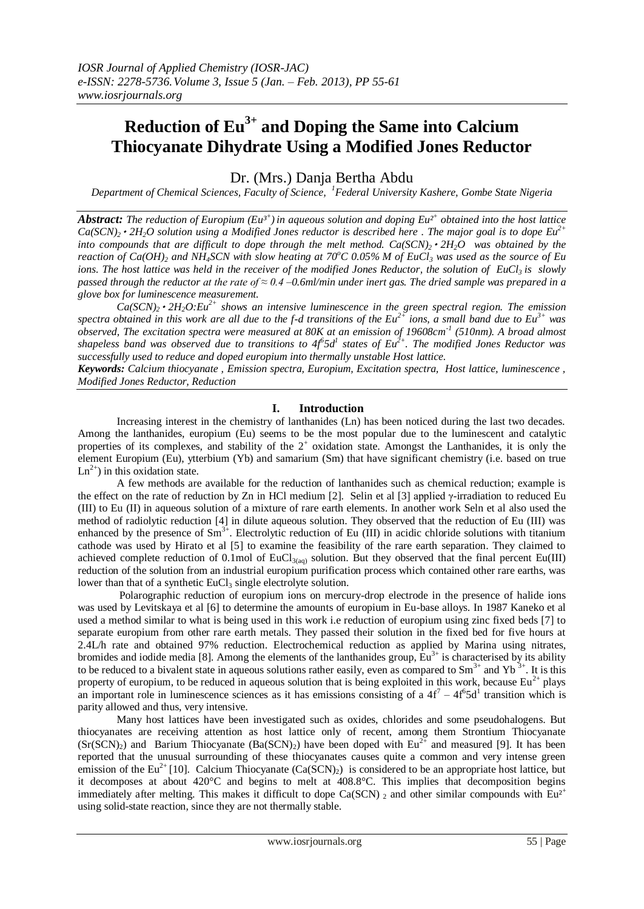# Reduction of $Eu^{3+}$ and Doping the Same into Calcium Thiocyanate Dihydrate Using a Modified Jones Reductor

Dr. (Mrs.) Danja Bertha Abdu

*Department of Chemical Sciences, Faculty of Science, [1]Federal University Kashere, Gombe State Nigeria*

***Abstract:*** *The reduction of Europium ($Eu^{3+}$) in aqueous solution and doping $Eu^{2+}$ obtained into the host lattice $Ca(SCN)_2 \cdot 2H_2O$ solution using a Modified Jones reductor is described here . The major goal is to dope $Eu^{2+}$ into compounds that are difficult to dope through the melt method. $Ca(SCN)_2 \cdot 2H_2O$ was obtained by the reaction of $Ca(OH)_2$ and $NH_4SCN$ with slow heating at $70^oC$ 0.05% M of $EuCl_3$ was used as the source of Eu ions. The host lattice was held in the receiver of the modified Jones Reductor, the solution of $EuCl_3$ is slowly passed through the reductor at the rate of $\approx 0.4 - 0.6$ml/min under inert gas. The dried sample was prepared in a glove box for luminescence measurement.*

*$Ca(SCN)_2 \cdot 2H_2O:Eu^{2+}$ shows an intensive luminescence in the green spectral region. The emission spectra obtained in this work are all due to the f-d transitions of the $Eu^{2+}$ ions, a small band due to $Eu^{3+}$ was observed, The excitation spectra were measured at 80K at an emission of 19608cm$^{-1}$ (510nm). A broad almost shapeless band was observed due to transitions to $4f^65d^1$ states of $Eu^{2+}$. The modified Jones Reductor was successfully used to reduce and doped europium into thermally unstable Host lattice.*

***Keywords:*** *Calcium thiocyanate , Emission spectra, Europium, Excitation spectra, Host lattice, luminescence , Modified Jones Reductor, Reduction*

## I. Introduction

Increasing interest in the chemistry of lanthanides (Ln) has been noticed during the last two decades. Among the lanthanides, europium (Eu) seems to be the most popular due to the luminescent and catalytic properties of its complexes, and stability of the $2^+$ oxidation state. Amongst the Lanthanides, it is only the element Europium (Eu), ytterbium (Yb) and samarium (Sm) that have significant chemistry (i.e. based on true $Ln^{2+}$) in this oxidation state.

A few methods are available for the reduction of lanthanides such as chemical reduction; example is the effect on the rate of reduction by Zn in HCl medium [2]. Selin et al [3] applied γ-irradiation to reduced Eu (III) to Eu (II) in aqueous solution of a mixture of rare earth elements. In another work Seln et al also used the method of radiolytic reduction [4] in dilute aqueous solution. They observed that the reduction of Eu (III) was enhanced by the presence of $Sm^{3+}$. Electrolytic reduction of Eu (III) in acidic chloride solutions with titanium cathode was used by Hirato et al [5] to examine the feasibility of the rare earth separation. They claimed to achieved complete reduction of 0.1mol of $EuCl_{3(aq)}$ solution. But they observed that the final percent Eu(III) reduction of the solution from an industrial europium purification process which contained other rare earths, was lower than that of a synthetic $EuCl_3$ single electrolyte solution.

Polarographic reduction of europium ions on mercury-drop electrode in the presence of halide ions was used by Levitskaya et al [6] to determine the amounts of europium in Eu-base alloys. In 1987 Kaneko et al used a method similar to what is being used in this work i.e reduction of europium using zinc fixed beds [7] to separate europium from other rare earth metals. They passed their solution in the fixed bed for five hours at 2.4L/h rate and obtained 97% reduction. Electrochemical reduction as applied by Marina using nitrates, bromides and iodide media [8]. Among the elements of the lanthanides group, $Eu^{3+}$ is characterised by its ability to be reduced to a bivalent state in aqueous solutions rather easily, even as compared to $Sm^{3+}$ and $Yb^{3+}$. It is this property of europium, to be reduced in aqueous solution that is being exploited in this work, because $Eu^{2+}$ plays an important role in luminescence sciences as it has emissions consisting of a $4f^7 - 4f^65d^1$ transition which is parity allowed and thus, very intensive.

Many host lattices have been investigated such as oxides, chlorides and some pseudohalogens. But thiocyanates are receiving attention as host lattice only of recent, among them Strontium Thiocyanate ($Sr(SCN)_2$) and Barium Thiocyanate ($Ba(SCN)_2$) have been doped with $Eu^{2+}$ and measured [9]. It has been reported that the unusual surrounding of these thiocyanates causes quite a common and very intense green emission of the $Eu^{2+}$ [10]. Calcium Thiocyanate ($Ca(SCN)_2$) is considered to be an appropriate host lattice, but it decomposes at about 420°C and begins to melt at 408.8°C. This implies that decomposition begins immediately after melting. This makes it difficult to dope $Ca(SCN)_2$ and other similar compounds with $Eu^{2+}$ using solid-state reaction, since they are not thermally stable.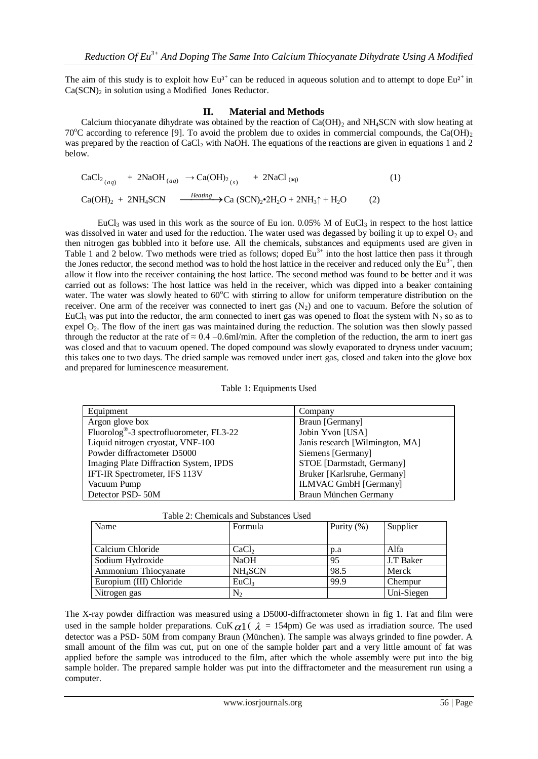The aim of this study is to exploit how $Eu^{3+}$ can be reduced in aqueous solution and to attempt to dope $Eu^{2+}$ in $Ca(SCN)_2$ in solution using a Modified Jones Reductor.

## II. Material and Methods

Calcium thiocyanate dihydrate was obtained by the reaction of $Ca(OH)_2$ and $NH_4SCN$ with slow heating at 70°C according to reference [9]. To avoid the problem due to oxides in commercial compounds, the $Ca(OH)_2$ was prepared by the reaction of $CaCl_2$ with NaOH. The equations of the reactions are given in equations 1 and 2 below.

$$CaCl_{2\,(aq)} + 2NaOH_{(aq)} \rightarrow Ca(OH)_{2\,(s)} + 2NaCl_{(aq)} \quad (1)$$

$$Ca(OH)_2 + 2NH_4SCN \xrightarrow{Heating} Ca(SCN)_2{\bullet}2H_2O + 2NH_3\uparrow + H_2O \quad (2)$$

$EuCl_3$ was used in this work as the source of Eu ion. 0.05% M of $EuCl_3$ in respect to the host lattice was dissolved in water and used for the reduction. The water used was degassed by boiling it up to expel $O_2$ and then nitrogen gas bubbled into it before use. All the chemicals, substances and equipments used are given in Table 1 and 2 below. Two methods were tried as follows; doped $Eu^{3+}$ into the host lattice then pass it through the Jones reductor, the second method was to hold the host lattice in the receiver and reduced only the $Eu^{3+}$, then allow it flow into the receiver containing the host lattice. The second method was found to be better and it was carried out as follows: The host lattice was held in the receiver, which was dipped into a beaker containing water. The water was slowly heated to 60°C with stirring to allow for uniform temperature distribution on the receiver. One arm of the receiver was connected to inert gas ($N_2$) and one to vacuum. Before the solution of $EuCl_3$ was put into the reductor, the arm connected to inert gas was opened to float the system with $N_2$ so as to expel $O_2$. The flow of the inert gas was maintained during the reduction. The solution was then slowly passed through the reductor at the rate of ≈ 0.4 –0.6ml/min. After the completion of the reduction, the arm to inert gas was closed and that to vacuum opened. The doped compound was slowly evaporated to dryness under vacuum; this takes one to two days. The dried sample was removed under inert gas, closed and taken into the glove box and prepared for luminescence measurement.

Table 1: Equipments Used

| Equipment | Company |
|---|---|
| Argon glove box | Braun [Germany] |
| Fluorolog®-3 spectrofluorometer, FL3-22 | Jobin Yvon [USA] |
| Liquid nitrogen cryostat, VNF-100 | Janis research [Wilmington, MA] |
| Powder diffractometer D5000 | Siemens [Germany] |
| Imaging Plate Diffraction System, IPDS | STOE [Darmstadt, Germany] |
| IFT-IR Spectrometer, IFS 113V | Bruker [Karlsruhe, Germany] |
| Vacuum Pump | ILMVAC GmbH [Germany] |
| Detector PSD- 50M | Braun München Germany |

Table 2: Chemicals and Substances Used

| Name | Formula | Purity (%) | Supplier |
|---|---|---|---|
| Calcium Chloride | $CaCl_2$ | p.a | Alfa |
| Sodium Hydroxide | NaOH | 95 | J.T Baker |
| Ammonium Thiocyanate | $NH_4SCN$ | 98.5 | Merck |
| Europium (III) Chloride | $EuCl_3$ | 99.9 | Chempur |
| Nitrogen gas | $N_2$ | | Uni-Siegen |

The X-ray powder diffraction was measured using a D5000-diffractometer shown in fig 1. Fat and film were used in the sample holder preparations. CuK$\alpha$1 ( $\lambda$ = 154pm) Ge was used as irradiation source. The used detector was a PSD- 50M from company Braun (München). The sample was always grinded to fine powder. A small amount of the film was cut, put on one of the sample holder part and a very little amount of fat was applied before the sample was introduced to the film, after which the whole assembly were put into the big sample holder. The prepared sample holder was put into the diffractometer and the measurement run using a computer.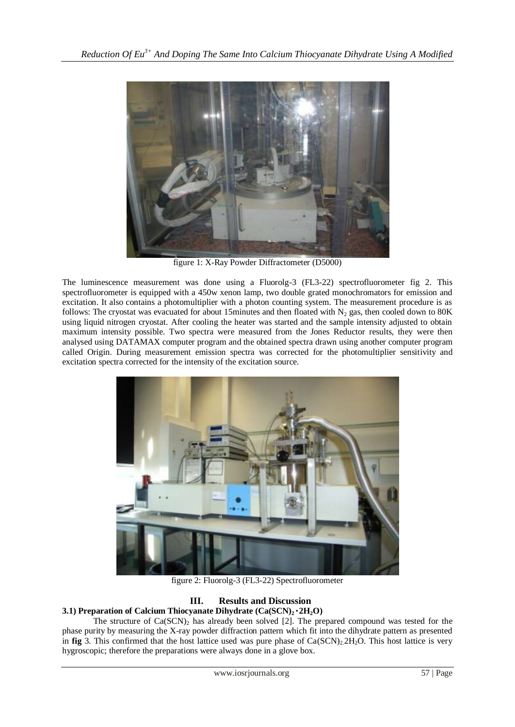figure 1: X-Ray Powder Diffractometer (D5000)

The luminescence measurement was done using a Fluorolg-3 (FL3-22) spectrofluorometer fig 2. This spectrofluorometer is equipped with a 450w xenon lamp, two double grated monochromators for emission and excitation. It also contains a photomultiplier with a photon counting system. The measurement procedure is as follows: The cryostat was evacuated for about 15minutes and then floated with $N_2$ gas, then cooled down to 80K using liquid nitrogen cryostat. After cooling the heater was started and the sample intensity adjusted to obtain maximum intensity possible. Two spectra were measured from the Jones Reductor results, they were then analysed using DATAMAX computer program and the obtained spectra drawn using another computer program called Origin. During measurement emission spectra was corrected for the photomultiplier sensitivity and excitation spectra corrected for the intensity of the excitation source.

figure 2: Fluorolg-3 (FL3-22) Spectrofluorometer

## III. Results and Discussion

### 3.1) Preparation of Calcium Thiocyanate Dihydrate ($Ca(SCN)_2 \cdot 2H_2O$)

The structure of $Ca(SCN)_2$ has already been solved [2]. The prepared compound was tested for the phase purity by measuring the X-ray powder diffraction pattern which fit into the dihydrate pattern as presented in **fig** 3. This confirmed that the host lattice used was pure phase of $Ca(SCN)_2.2H_2O$. This host lattice is very hygroscopic; therefore the preparations were always done in a glove box.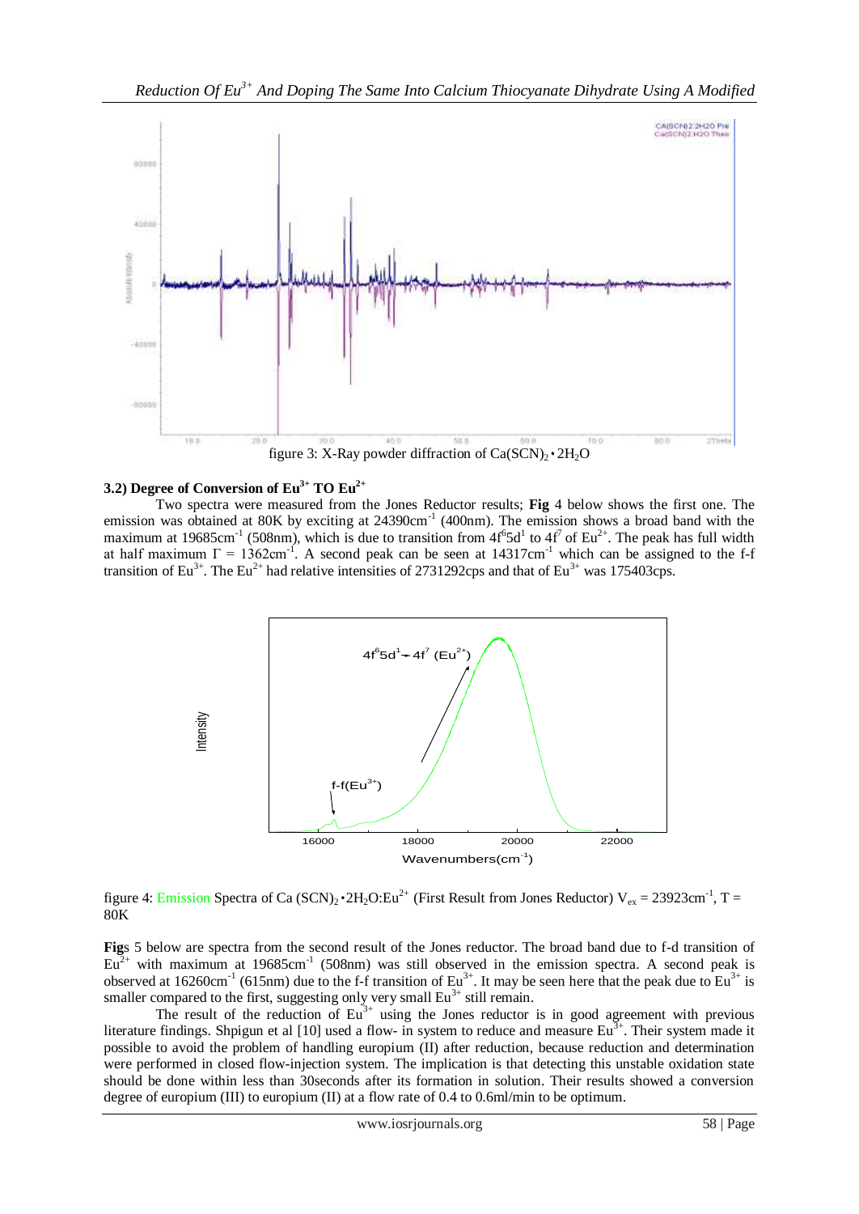figure 3: X-Ray powder diffraction of $Ca(SCN)_2 \cdot 2H_2O$

### 3.2) Degree of Conversion of $Eu^{3+}$ TO $Eu^{2+}$

Two spectra were measured from the Jones Reductor results; **Fig** 4 below shows the first one. The emission was obtained at 80K by exciting at 24390cm$^{-1}$ (400nm). The emission shows a broad band with the maximum at 19685cm$^{-1}$ (508nm), which is due to transition from $4f^6 5d^1$ to $4f^7$ of $Eu^{2+}$. The peak has full width at half maximum $\Gamma$ = 1362cm$^{-1}$. A second peak can be seen at 14317cm$^{-1}$ which can be assigned to the f-f transition of $Eu^{3+}$. The $Eu^{2+}$ had relative intensities of 2731292cps and that of $Eu^{3+}$ was 175403cps.

figure 4: Emission Spectra of Ca $(SCN)_2 \cdot 2H_2O:Eu^{2+}$ (First Result from Jones Reductor) $V_{ex}$ = 23923cm$^{-1}$, T = 80K

**Fig**s 5 below are spectra from the second result of the Jones reductor. The broad band due to f-d transition of $Eu^{2+}$ with maximum at 19685cm$^{-1}$ (508nm) was still observed in the emission spectra. A second peak is observed at 16260cm$^{-1}$ (615nm) due to the f-f transition of $Eu^{3+}$. It may be seen here that the peak due to $Eu^{3+}$ is smaller compared to the first, suggesting only very small $Eu^{3+}$ still remain.

The result of the reduction of $Eu^{3+}$ using the Jones reductor is in good agreement with previous literature findings. Shpigun et al [10] used a flow- in system to reduce and measure $Eu^{3+}$. Their system made it possible to avoid the problem of handling europium (II) after reduction, because reduction and determination were performed in closed flow-injection system. The implication is that detecting this unstable oxidation state should be done within less than 30seconds after its formation in solution. Their results showed a conversion degree of europium (III) to europium (II) at a flow rate of 0.4 to 0.6ml/min to be optimum.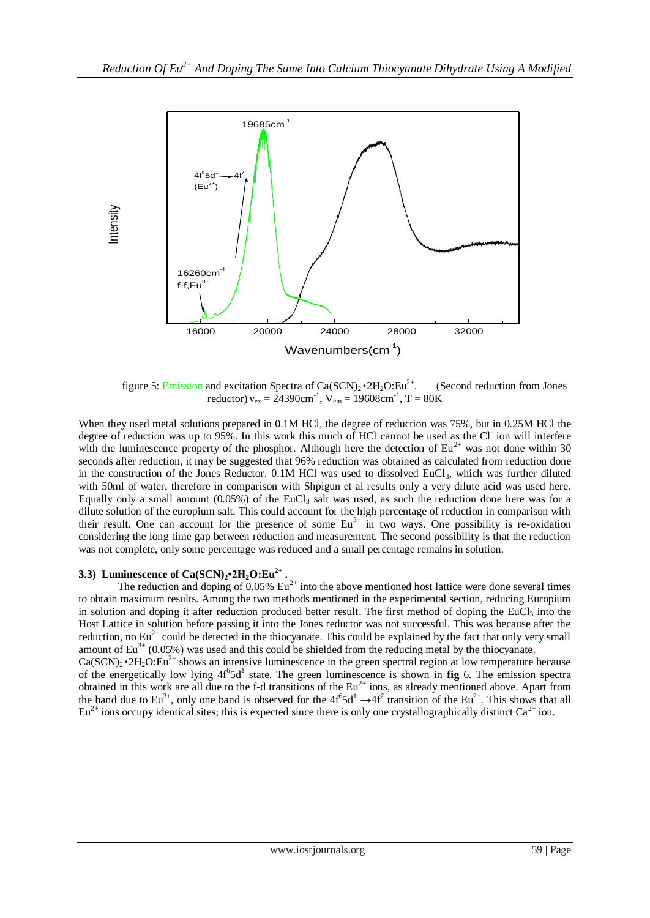figure 5: Emission and excitation Spectra of $Ca(SCN)_2 \cdot 2H_2O:Eu^{2+}$. (Second reduction from Jones reductor) $v_{ex} = 24390cm^{-1}$, $V_{em} = 19608cm^{-1}$, T = 80K

When they used metal solutions prepared in 0.1M HCl, the degree of reduction was 75%, but in 0.25M HCl the degree of reduction was up to 95%. In this work this much of HCl cannot be used as the $Cl^-$ ion will interfere with the luminescence property of the phosphor. Although here the detection of $Eu^{2+}$ was not done within 30 seconds after reduction, it may be suggested that 96% reduction was obtained as calculated from reduction done in the construction of the Jones Reductor. 0.1M HCl was used to dissolved $EuCl_3$, which was further diluted with 50ml of water, therefore in comparison with Shpigun et al results only a very dilute acid was used here. Equally only a small amount (0.05%) of the $EuCl_3$ salt was used, as such the reduction done here was for a dilute solution of the europium salt. This could account for the high percentage of reduction in comparison with their result. One can account for the presence of some $Eu^{3+}$ in two ways. One possibility is re-oxidation considering the long time gap between reduction and measurement. The second possibility is that the reduction was not complete, only some percentage was reduced and a small percentage remains in solution.

### 3.3) Luminescence of $Ca(SCN)_2 \bullet 2H_2O:Eu^{2+}$.

The reduction and doping of 0.05% $Eu^{2+}$ into the above mentioned host lattice were done several times to obtain maximum results. Among the two methods mentioned in the experimental section, reducing Europium in solution and doping it after reduction produced better result. The first method of doping the $EuCl_3$ into the Host Lattice in solution before passing it into the Jones reductor was not successful. This was because after the reduction, no $Eu^{2+}$ could be detected in the thiocyanate. This could be explained by the fact that only very small amount of $Eu^{3+}$ (0.05%) was used and this could be shielded from the reducing metal by the thiocyanate.

$Ca(SCN)_2 \cdot 2H_2O:Eu^{2+}$ shows an intensive luminescence in the green spectral region at low temperature because of the energetically low lying $4f^65d^1$ state. The green luminescence is shown in **fig** 6. The emission spectra obtained in this work are all due to the f-d transitions of the $Eu^{2+}$ ions, as already mentioned above. Apart from the band due to $Eu^{3+}$, only one band is observed for the $4f^65d^1 \rightarrow 4f^7$ transition of the $Eu^{2+}$. This shows that all $Eu^{2+}$ ions occupy identical sites; this is expected since there is only one crystallographically distinct $Ca^{2+}$ ion.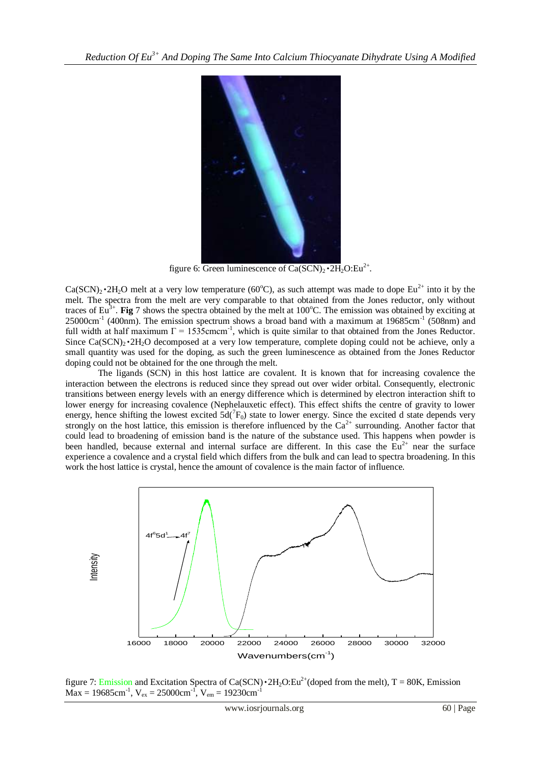figure 6: Green luminescence of $Ca(SCN)_2 \cdot 2H_2O:Eu^{2+}$.

$Ca(SCN)_2 \cdot 2H_2O$ melt at a very low temperature (60°C), as such attempt was made to dope $Eu^{2+}$ into it by the melt. The spectra from the melt are very comparable to that obtained from the Jones reductor, only without traces of $Eu^{3+}$. **Fig** 7 shows the spectra obtained by the melt at 100°C. The emission was obtained by exciting at 25000cm$^{-1}$ (400nm). The emission spectrum shows a broad band with a maximum at 19685cm$^{-1}$ (508nm) and full width at half maximum $\Gamma$ = 1535cmcm$^{-1}$, which is quite similar to that obtained from the Jones Reductor. Since $Ca(SCN)_2 \cdot 2H_2O$ decomposed at a very low temperature, complete doping could not be achieve, only a small quantity was used for the doping, as such the green luminescence as obtained from the Jones Reductor doping could not be obtained for the one through the melt.

The ligands (SCN) in this host lattice are covalent. It is known that for increasing covalence the interaction between the electrons is reduced since they spread out over wider orbital. Consequently, electronic transitions between energy levels with an energy difference which is determined by electron interaction shift to lower energy for increasing covalence (Nephelauxetic effect). This effect shifts the centre of gravity to lower energy, hence shifting the lowest excited $5d(^7F_0)$ state to lower energy. Since the excited d state depends very strongly on the host lattice, this emission is therefore influenced by the $Ca^{2+}$ surrounding. Another factor that could lead to broadening of emission band is the nature of the substance used. This happens when powder is been handled, because external and internal surface are different. In this case the $Eu^{2+}$ near the surface experience a covalence and a crystal field which differs from the bulk and can lead to spectra broadening. In this work the host lattice is crystal, hence the amount of covalence is the main factor of influence.

figure 7: Emission and Excitation Spectra of $Ca(SCN) \cdot 2H_2O:Eu^{2+}$(doped from the melt), T = 80K, Emission Max = 19685cm$^{-1}$, $V_{ex}$ = 25000cm$^{-1}$, $V_{em}$ = 19230cm$^{-1}$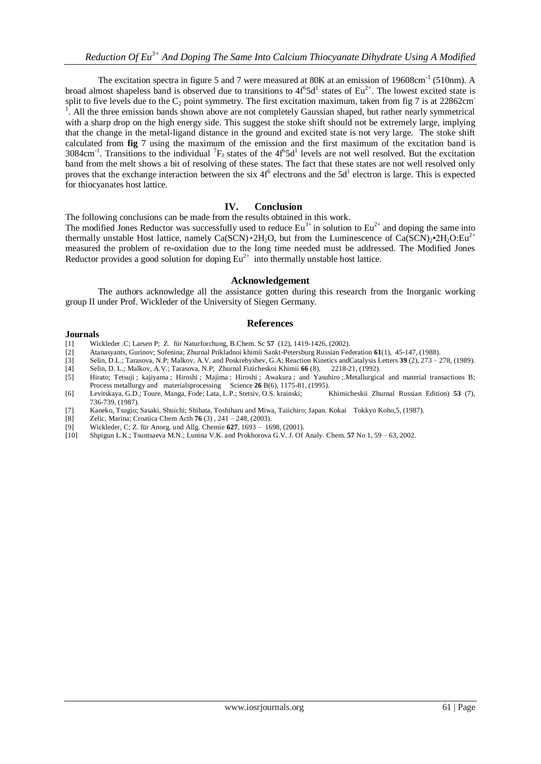The excitation spectra in figure 5 and 7 were measured at 80K at an emission of 19608cm$^{-1}$ (510nm). A broad almost shapeless band is observed due to transitions to $4f^65d^1$ states of $Eu^{2+}$. The lowest excited state is split to five levels due to the $C_2$ point symmetry. The first excitation maximum, taken from fig 7 is at 22862cm$^{-1}$. All the three emission bands shown above are not completely Gaussian shaped, but rather nearly symmetrical with a sharp drop on the high energy side. This suggest the stoke shift should not be extremely large, implying that the change in the metal-ligand distance in the ground and excited state is not very large. The stoke shift calculated from **fig** 7 using the maximum of the emission and the first maximum of the excitation band is 3084cm$^{-1}$. Transitions to the individual $^7F_J$ states of the $4f^65d^1$ levels are not well resolved. But the excitation band from the melt shows a bit of resolving of these states. The fact that these states are not well resolved only proves that the exchange interaction between the six $4f^6$ electrons and the $5d^1$ electron is large. This is expected for thiocyanates host lattice.

## IV. Conclusion

The following conclusions can be made from the results obtained in this work.

The modified Jones Reductor was successfully used to reduce $Eu^{3+}$ in solution to $Eu^{2+}$ and doping the same into thermally unstable Host lattice, namely $Ca(SCN)\cdot 2H_2O$, but from the Luminescence of $Ca(SCN)_2\cdot 2H_2O$:$Eu^{2+}$ measured the problem of re-oxidation due to the long time needed must be addressed. The Modified Jones Reductor provides a good solution for doping $Eu^{2+}$ into thermally unstable host lattice.

## Acknowledgement

The authors acknowledge all the assistance gotten during this research from the Inorganic working group II under Prof. Wickleder of the University of Siegen Germany.

## References

### Journals

[1] Wickleder .C; Larsen P; Z. für Naturforchung, B.Chem. Sc **57** (12), 1419-1426, (2002).

[2] Atanasyants, Gurinov; Sofenina; Zhurnal Prikladnoi khimii Sankt-Petersburg Russian Federation **61**(1), 45-147, (1988).

[3] Selin, D.L.; Tarasova, N.P; Malkov, A.V. and Poskrebyshev, G.A; Reaction Kinetics andCatalysis Letters **39** (2), 273 – 278, (1989).

[4] Selin, D. L.; Malkov, A.V.; Tarasova, N.P; Zhurnal Fizicheskoi Khimii **66** (8), 2218-21, (1992).

[5] Hirato; Tetsuji ; kajiyama ; Hiroshi ; Majima ; Hiroshi ; Awakura ; and Yasuhiro ;.Metallurgical and material transactions B; Process metallurgy and materialsprocessing Science **26** B(6), 1175-81, (1995).

[6] Levitskaya, G.D.; Toure, Manga, Fode; Lata, L.P.; Stetsiv, O.S. krainski; Khimicheskii Zhurnal Russian Edition) **53** (7), 736-739, (1987).

[7] Kaneko, Tsugio; Sasaki, Shuichi; Shibata, Toshiharu and Miwa, Taiichiro; Japan. Kokai Tokkyo Koho,5, (1987).

[8] Zelic, Marina; Croatica Chem Acth **76** (3) , 241 – 248, (2003).

[9] Wickleder, C; Z. für Anorg. und Allg. Chemie **627**, 1693 – 1698, (2001).

[10] Shpigun L.K.; Tsuntsaeva M.N.; Lunina V.K. and Prokhorova G.V. J. Of Analy. Chem. **57** No 1, 59 – 63, 2002.